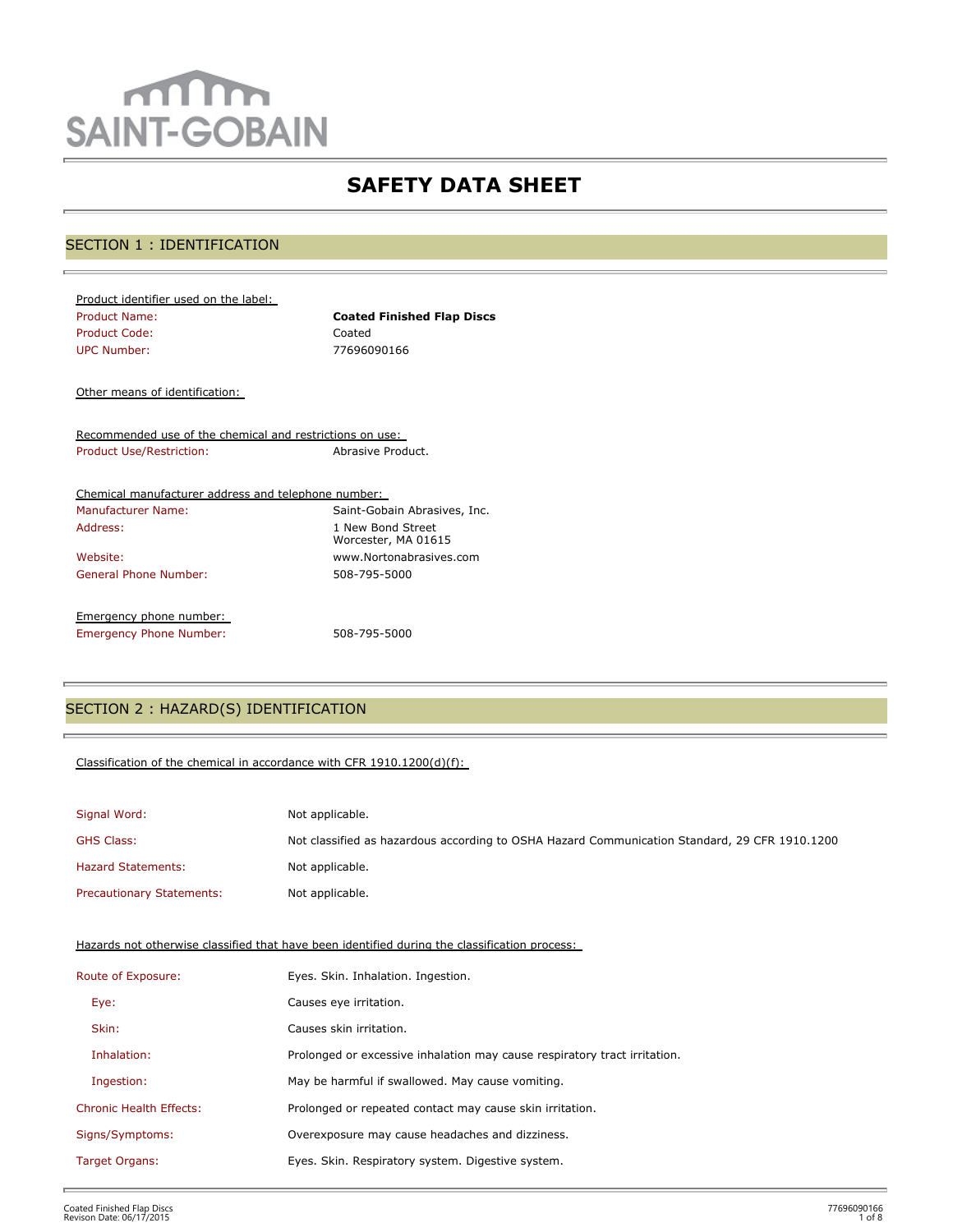SAINT-GOBAIN

# SAFETY DATA SHEET

## SECTION 1 : IDENTIFICATION

Product identifier used on the label:

| | |
|---|---|
| Product Name: | **Coated Finished Flap Discs** |
| Product Code: | Coated |
| UPC Number: | 77696090166 |

Other means of identification:

Recommended use of the chemical and restrictions on use:

| | |
|---|---|
| Product Use/Restriction: | Abrasive Product. |

Chemical manufacturer address and telephone number:

| | |
|---|---|
| Manufacturer Name: | Saint-Gobain Abrasives, Inc. |
| Address: | 1 New Bond Street<br>Worcester, MA 01615 |
| Website: | www.Nortonabrasives.com |
| General Phone Number: | 508-795-5000 |

Emergency phone number:

| | |
|---|---|
| Emergency Phone Number: | 508-795-5000 |

## SECTION 2 : HAZARD(S) IDENTIFICATION

Classification of the chemical in accordance with CFR 1910.1200(d)(f):

| | |
|---|---|
| Signal Word: | Not applicable. |
| GHS Class: | Not classified as hazardous according to OSHA Hazard Communication Standard, 29 CFR 1910.1200 |
| Hazard Statements: | Not applicable. |
| Precautionary Statements: | Not applicable. |

Hazards not otherwise classified that have been identified during the classification process:

| | |
|---|---|
| Route of Exposure: | Eyes. Skin. Inhalation. Ingestion. |
| Eye: | Causes eye irritation. |
| Skin: | Causes skin irritation. |
| Inhalation: | Prolonged or excessive inhalation may cause respiratory tract irritation. |
| Ingestion: | May be harmful if swallowed. May cause vomiting. |
| Chronic Health Effects: | Prolonged or repeated contact may cause skin irritation. |
| Signs/Symptoms: | Overexposure may cause headaches and dizziness. |
| Target Organs: | Eyes. Skin. Respiratory system. Digestive system. |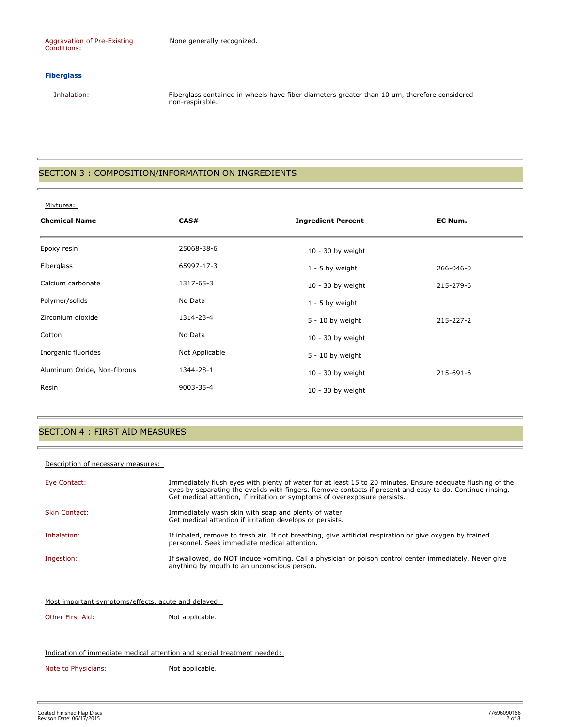Aggravation of Pre-Existing Conditions: None generally recognized.

**Fiberglass**

Inhalation: Fiberglass contained in wheels have fiber diameters greater than 10 um, therefore considered non-respirable.

## SECTION 3 : COMPOSITION/INFORMATION ON INGREDIENTS

Mixtures:

| Chemical Name | CAS# | Ingredient Percent | EC Num. |
| --- | --- | --- | --- |
| Epoxy resin | 25068-38-6 | 10 - 30 by weight | |
| Fiberglass | 65997-17-3 | 1 - 5 by weight | 266-046-0 |
| Calcium carbonate | 1317-65-3 | 10 - 30 by weight | 215-279-6 |
| Polymer/solids | No Data | 1 - 5 by weight | |
| Zirconium dioxide | 1314-23-4 | 5 - 10 by weight | 215-227-2 |
| Cotton | No Data | 10 - 30 by weight | |
| Inorganic fluorides | Not Applicable | 5 - 10 by weight | |
| Aluminum Oxide, Non-fibrous | 1344-28-1 | 10 - 30 by weight | 215-691-6 |
| Resin | 9003-35-4 | 10 - 30 by weight | |

## SECTION 4 : FIRST AID MEASURES

Description of necessary measures:

Eye Contact: Immediately flush eyes with plenty of water for at least 15 to 20 minutes. Ensure adequate flushing of the eyes by separating the eyelids with fingers. Remove contacts if present and easy to do. Continue rinsing. Get medical attention, if irritation or symptoms of overexposure persists.

Skin Contact: Immediately wash skin with soap and plenty of water. Get medical attention if irritation develops or persists.

Inhalation: If inhaled, remove to fresh air. If not breathing, give artificial respiration or give oxygen by trained personnel. Seek immediate medical attention.

Ingestion: If swallowed, do NOT induce vomiting. Call a physician or poison control center immediately. Never give anything by mouth to an unconscious person.

Most important symptoms/effects, acute and delayed:

Other First Aid: Not applicable.

Indication of immediate medical attention and special treatment needed:

Note to Physicians: Not applicable.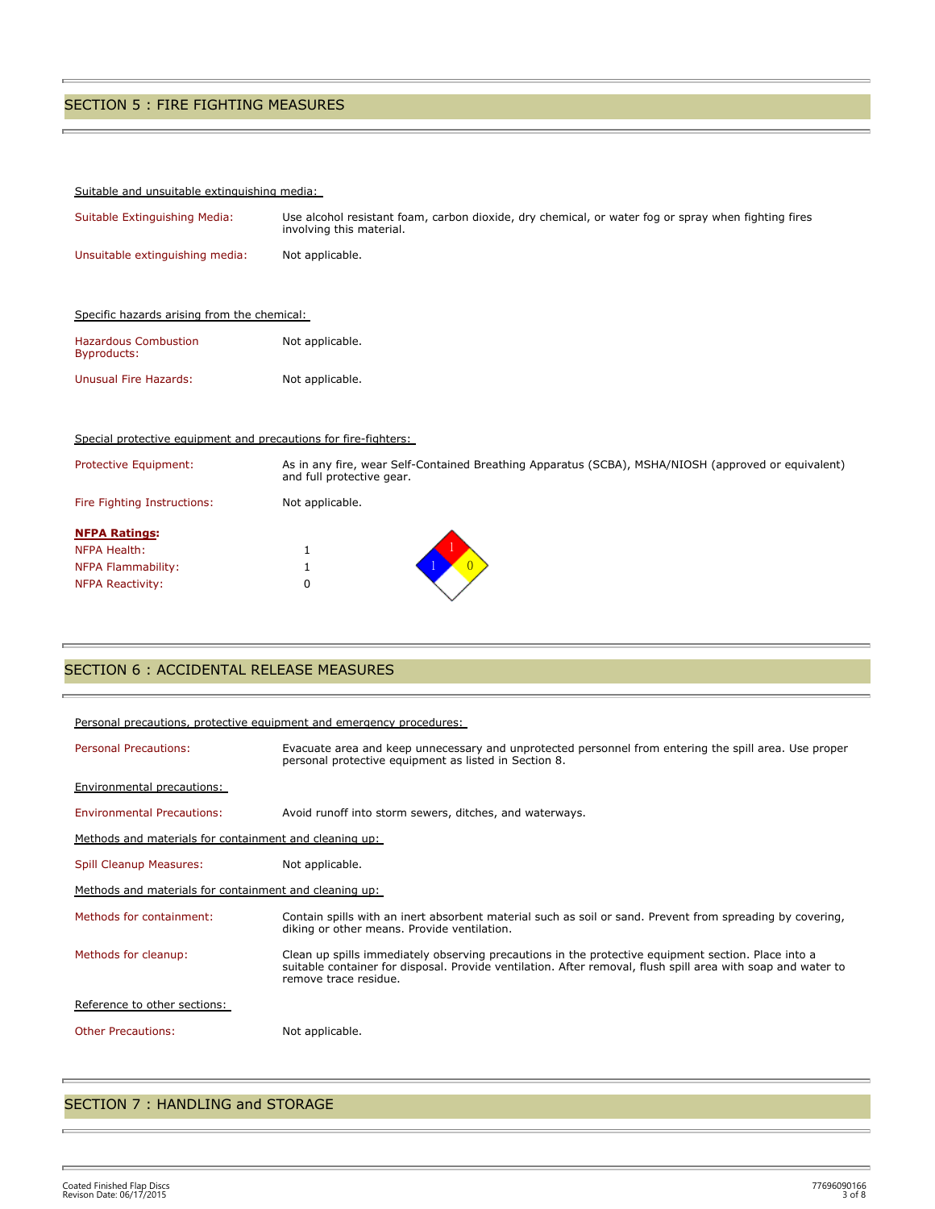## SECTION 5 : FIRE FIGHTING MEASURES

Suitable and unsuitable extinguishing media:

| | |
|---|---|
| Suitable Extinguishing Media: | Use alcohol resistant foam, carbon dioxide, dry chemical, or water fog or spray when fighting fires involving this material. |
| Unsuitable extinguishing media: | Not applicable. |

Specific hazards arising from the chemical:

| | |
|---|---|
| Hazardous Combustion Byproducts: | Not applicable. |
| Unusual Fire Hazards: | Not applicable. |

Special protective equipment and precautions for fire-fighters:

| | |
|---|---|
| Protective Equipment: | As in any fire, wear Self-Contained Breathing Apparatus (SCBA), MSHA/NIOSH (approved or equivalent) and full protective gear. |
| Fire Fighting Instructions: | Not applicable. |

**NFPA Ratings:**

| | |
|---|---|
| NFPA Health: | 1 |
| NFPA Flammability: | 1 |
| NFPA Reactivity: | 0 |

## SECTION 6 : ACCIDENTAL RELEASE MEASURES

Personal precautions, protective equipment and emergency procedures:

| | |
|---|---|
| Personal Precautions: | Evacuate area and keep unnecessary and unprotected personnel from entering the spill area. Use proper personal protective equipment as listed in Section 8. |

Environmental precautions:

| | |
|---|---|
| Environmental Precautions: | Avoid runoff into storm sewers, ditches, and waterways. |

Methods and materials for containment and cleaning up:

| | |
|---|---|
| Spill Cleanup Measures: | Not applicable. |

Methods and materials for containment and cleaning up:

| | |
|---|---|
| Methods for containment: | Contain spills with an inert absorbent material such as soil or sand. Prevent from spreading by covering, diking or other means. Provide ventilation. |
| Methods for cleanup: | Clean up spills immediately observing precautions in the protective equipment section. Place into a suitable container for disposal. Provide ventilation. After removal, flush spill area with soap and water to remove trace residue. |

Reference to other sections:

| | |
|---|---|
| Other Precautions: | Not applicable. |

## SECTION 7 : HANDLING and STORAGE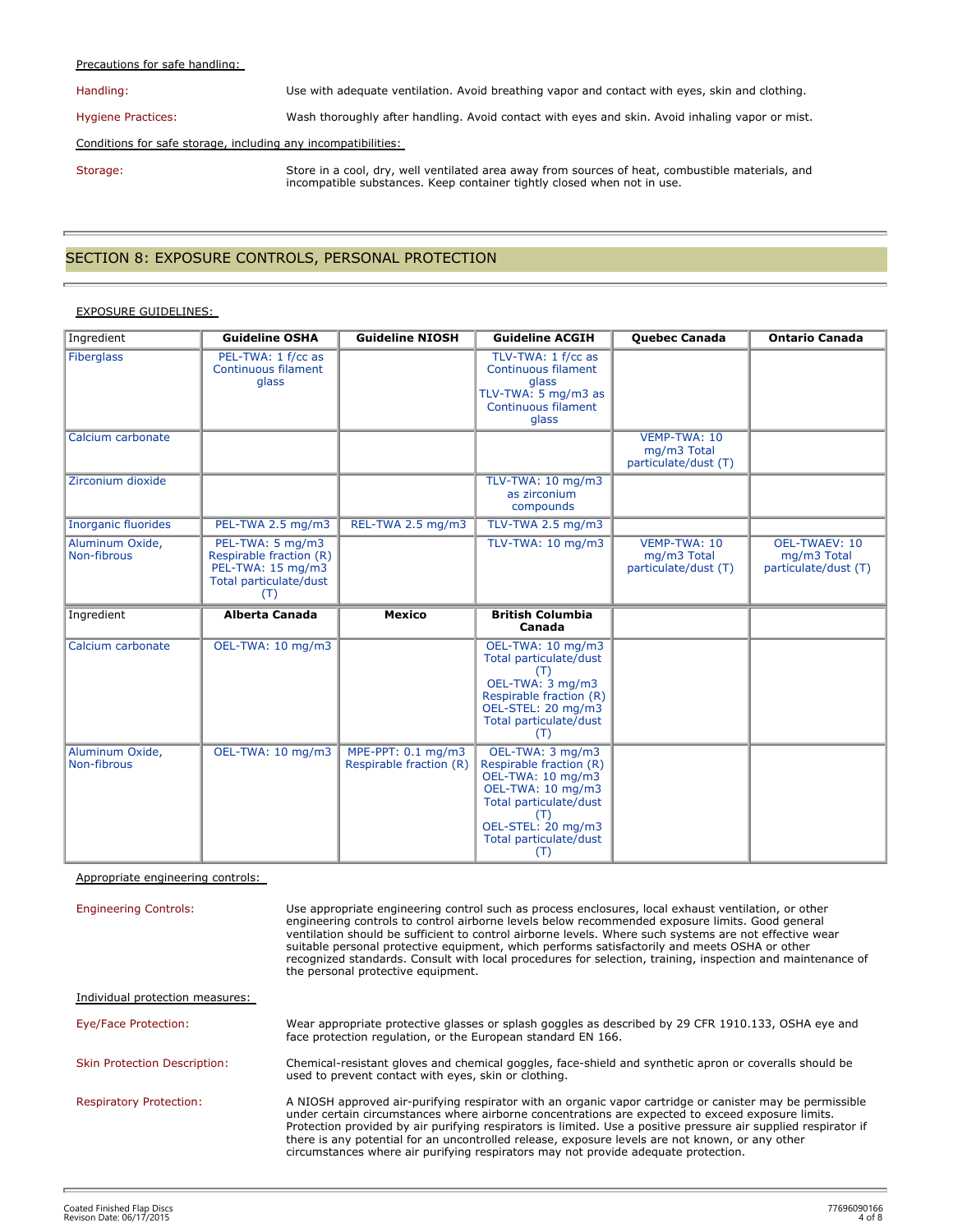Precautions for safe handling:

Handling: Use with adequate ventilation. Avoid breathing vapor and contact with eyes, skin and clothing.

Hygiene Practices: Wash thoroughly after handling. Avoid contact with eyes and skin. Avoid inhaling vapor or mist.

Conditions for safe storage, including any incompatibilities:

Storage: Store in a cool, dry, well ventilated area away from sources of heat, combustible materials, and incompatible substances. Keep container tightly closed when not in use.

## SECTION 8: EXPOSURE CONTROLS, PERSONAL PROTECTION

EXPOSURE GUIDELINES:

| Ingredient | Guideline OSHA | Guideline NIOSH | Guideline ACGIH | Quebec Canada | Ontario Canada |
|---|---|---|---|---|---|
| Fiberglass | PEL-TWA: 1 f/cc as Continuous filament glass | | TLV-TWA: 1 f/cc as Continuous filament glass<br>TLV-TWA: 5 mg/m3 as Continuous filament glass | | |
| Calcium carbonate | | | | VEMP-TWA: 10 mg/m3 Total particulate/dust (T) | |
| Zirconium dioxide | | | TLV-TWA: 10 mg/m3 as zirconium compounds | | |
| Inorganic fluorides | PEL-TWA 2.5 mg/m3 | REL-TWA 2.5 mg/m3 | TLV-TWA 2.5 mg/m3 | | |
| Aluminum Oxide, Non-fibrous | PEL-TWA: 5 mg/m3 Respirable fraction (R)<br>PEL-TWA: 15 mg/m3 Total particulate/dust (T) | | TLV-TWA: 10 mg/m3 | VEMP-TWA: 10 mg/m3 Total particulate/dust (T) | OEL-TWAEV: 10 mg/m3 Total particulate/dust (T) |

| Ingredient | Alberta Canada | Mexico | British Columbia Canada | | |
|---|---|---|---|---|---|
| Calcium carbonate | OEL-TWA: 10 mg/m3 | | OEL-TWA: 10 mg/m3 Total particulate/dust (T)<br>OEL-TWA: 3 mg/m3 Respirable fraction (R)<br>OEL-STEL: 20 mg/m3 Total particulate/dust (T) | | |
| Aluminum Oxide, Non-fibrous | OEL-TWA: 10 mg/m3 | MPE-PPT: 0.1 mg/m3 Respirable fraction (R) | OEL-TWA: 3 mg/m3 Respirable fraction (R)<br>OEL-TWA: 10 mg/m3<br>OEL-TWA: 10 mg/m3 Total particulate/dust (T)<br>OEL-STEL: 20 mg/m3 Total particulate/dust (T) | | |

Appropriate engineering controls:

Engineering Controls: Use appropriate engineering control such as process enclosures, local exhaust ventilation, or other engineering controls to control airborne levels below recommended exposure limits. Good general ventilation should be sufficient to control airborne levels. Where such systems are not effective wear suitable personal protective equipment, which performs satisfactorily and meets OSHA or other recognized standards. Consult with local procedures for selection, training, inspection and maintenance of the personal protective equipment.

Individual protection measures:

Eye/Face Protection: Wear appropriate protective glasses or splash goggles as described by 29 CFR 1910.133, OSHA eye and face protection regulation, or the European standard EN 166.

Skin Protection Description: Chemical-resistant gloves and chemical goggles, face-shield and synthetic apron or coveralls should be used to prevent contact with eyes, skin or clothing.

Respiratory Protection: A NIOSH approved air-purifying respirator with an organic vapor cartridge or canister may be permissible under certain circumstances where airborne concentrations are expected to exceed exposure limits. Protection provided by air purifying respirators is limited. Use a positive pressure air supplied respirator if there is any potential for an uncontrolled release, exposure levels are not known, or any other circumstances where air purifying respirators may not provide adequate protection.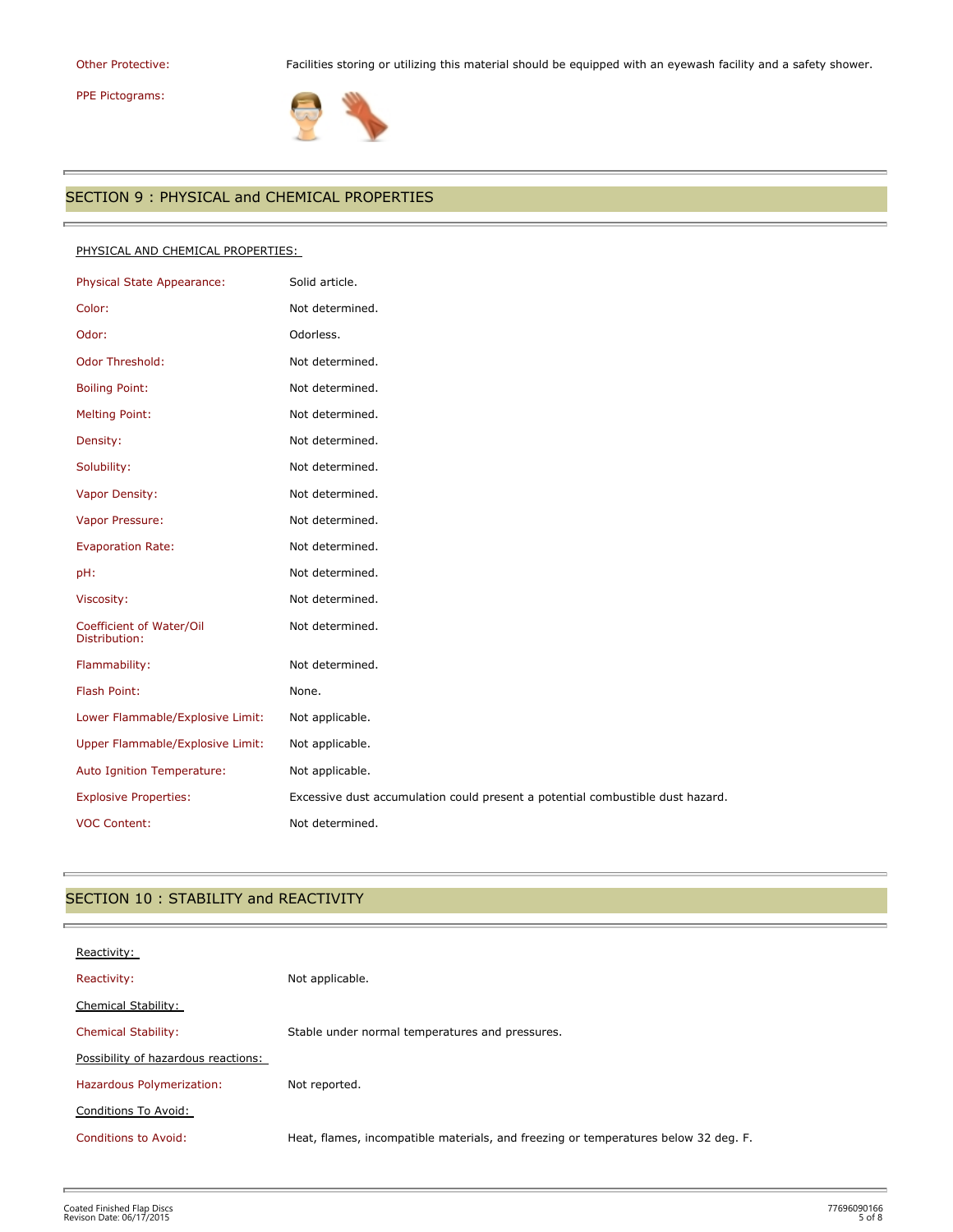| | |
|---|---|
| Other Protective: | Facilities storing or utilizing this material should be equipped with an eyewash facility and a safety shower. |
| PPE Pictograms: | |

## SECTION 9 : PHYSICAL and CHEMICAL PROPERTIES

PHYSICAL AND CHEMICAL PROPERTIES:

| | |
|---|---|
| Physical State Appearance: | Solid article. |
| Color: | Not determined. |
| Odor: | Odorless. |
| Odor Threshold: | Not determined. |
| Boiling Point: | Not determined. |
| Melting Point: | Not determined. |
| Density: | Not determined. |
| Solubility: | Not determined. |
| Vapor Density: | Not determined. |
| Vapor Pressure: | Not determined. |
| Evaporation Rate: | Not determined. |
| pH: | Not determined. |
| Viscosity: | Not determined. |
| Coefficient of Water/Oil Distribution: | Not determined. |
| Flammability: | Not determined. |
| Flash Point: | None. |
| Lower Flammable/Explosive Limit: | Not applicable. |
| Upper Flammable/Explosive Limit: | Not applicable. |
| Auto Ignition Temperature: | Not applicable. |
| Explosive Properties: | Excessive dust accumulation could present a potential combustible dust hazard. |
| VOC Content: | Not determined. |

## SECTION 10 : STABILITY and REACTIVITY

Reactivity:

| | |
|---|---|
| Reactivity: | Not applicable. |

Chemical Stability:

| | |
|---|---|
| Chemical Stability: | Stable under normal temperatures and pressures. |

Possibility of hazardous reactions:

| | |
|---|---|
| Hazardous Polymerization: | Not reported. |

Conditions To Avoid:

| | |
|---|---|
| Conditions to Avoid: | Heat, flames, incompatible materials, and freezing or temperatures below 32 deg. F. |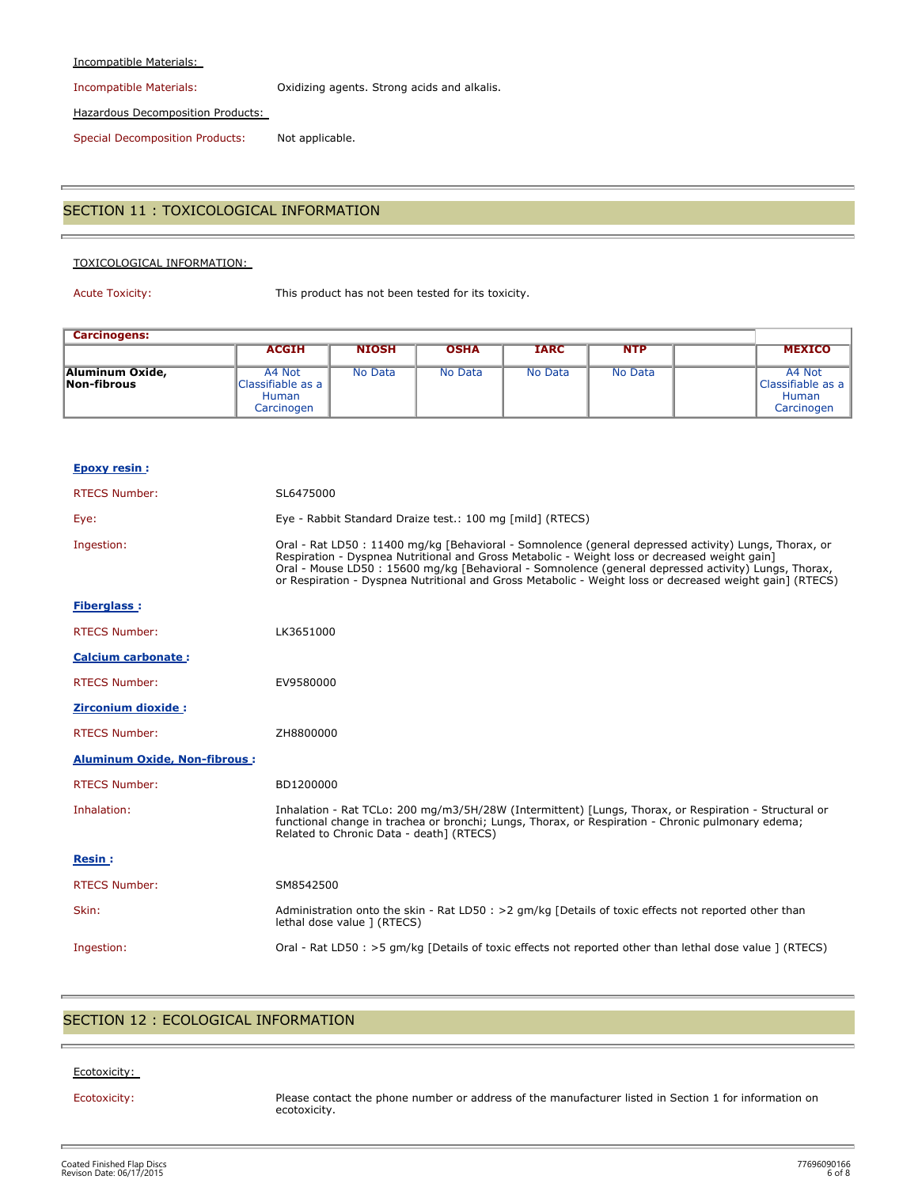Incompatible Materials:

Incompatible Materials: Oxidizing agents. Strong acids and alkalis.

Hazardous Decomposition Products:

Special Decomposition Products: Not applicable.

## SECTION 11 : TOXICOLOGICAL INFORMATION

TOXICOLOGICAL INFORMATION:

Acute Toxicity: This product has not been tested for its toxicity.

| Carcinogens: | | | | | | | |
|---|---|---|---|---|---|---|---|
| | ACGIH | NIOSH | OSHA | IARC | NTP | | MEXICO |
| **Aluminum Oxide, Non-fibrous** | A4 Not Classifiable as a Human Carcinogen | No Data | No Data | No Data | No Data | | A4 Not Classifiable as a Human Carcinogen |

**Epoxy resin :**

RTECS Number: SL6475000

Eye: Eye - Rabbit Standard Draize test.: 100 mg [mild] (RTECS)

Ingestion: Oral - Rat LD50 : 11400 mg/kg [Behavioral - Somnolence (general depressed activity) Lungs, Thorax, or Respiration - Dyspnea Nutritional and Gross Metabolic - Weight loss or decreased weight gain]
Oral - Mouse LD50 : 15600 mg/kg [Behavioral - Somnolence (general depressed activity) Lungs, Thorax, or Respiration - Dyspnea Nutritional and Gross Metabolic - Weight loss or decreased weight gain] (RTECS)

**Fiberglass :**

RTECS Number: LK3651000

**Calcium carbonate :**

RTECS Number: EV9580000

**Zirconium dioxide :**

RTECS Number: ZH8800000

**Aluminum Oxide, Non-fibrous :**

RTECS Number: BD1200000

Inhalation: Inhalation - Rat TCLo: 200 mg/m3/5H/28W (Intermittent) [Lungs, Thorax, or Respiration - Structural or functional change in trachea or bronchi; Lungs, Thorax, or Respiration - Chronic pulmonary edema; Related to Chronic Data - death] (RTECS)

**Resin :**

RTECS Number: SM8542500

Skin: Administration onto the skin - Rat LD50 : >2 gm/kg [Details of toxic effects not reported other than lethal dose value ] (RTECS)

Ingestion: Oral - Rat LD50 : >5 gm/kg [Details of toxic effects not reported other than lethal dose value ] (RTECS)

## SECTION 12 : ECOLOGICAL INFORMATION

Ecotoxicity:

Ecotoxicity: Please contact the phone number or address of the manufacturer listed in Section 1 for information on ecotoxicity.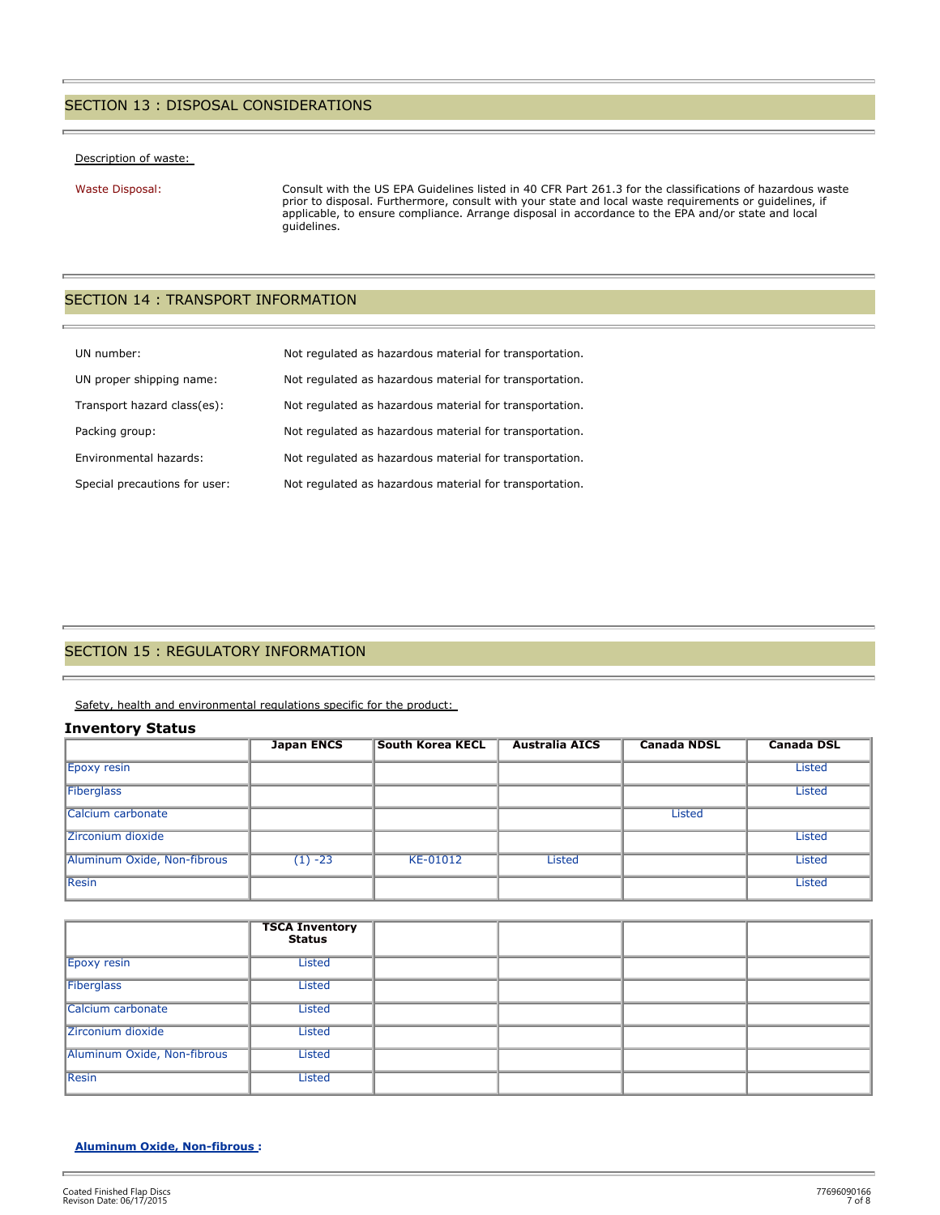## SECTION 13 : DISPOSAL CONSIDERATIONS

Description of waste:

Waste Disposal: Consult with the US EPA Guidelines listed in 40 CFR Part 261.3 for the classifications of hazardous waste prior to disposal. Furthermore, consult with your state and local waste requirements or guidelines, if applicable, to ensure compliance. Arrange disposal in accordance to the EPA and/or state and local guidelines.

## SECTION 14 : TRANSPORT INFORMATION

| | |
|---|---|
| UN number: | Not regulated as hazardous material for transportation. |
| UN proper shipping name: | Not regulated as hazardous material for transportation. |
| Transport hazard class(es): | Not regulated as hazardous material for transportation. |
| Packing group: | Not regulated as hazardous material for transportation. |
| Environmental hazards: | Not regulated as hazardous material for transportation. |
| Special precautions for user: | Not regulated as hazardous material for transportation. |

## SECTION 15 : REGULATORY INFORMATION

Safety, health and environmental regulations specific for the product:

### Inventory Status

| | Japan ENCS | South Korea KECL | Australia AICS | Canada NDSL | Canada DSL |
|---|---|---|---|---|---|
| Epoxy resin | | | | | Listed |
| Fiberglass | | | | | Listed |
| Calcium carbonate | | | | Listed | |
| Zirconium dioxide | | | | | Listed |
| Aluminum Oxide, Non-fibrous | (1) -23 | KE-01012 | Listed | | Listed |
| Resin | | | | | Listed |

| | TSCA Inventory Status | | | | |
|---|---|---|---|---|---|
| Epoxy resin | Listed | | | | |
| Fiberglass | Listed | | | | |
| Calcium carbonate | Listed | | | | |
| Zirconium dioxide | Listed | | | | |
| Aluminum Oxide, Non-fibrous | Listed | | | | |
| Resin | Listed | | | | |

**Aluminum Oxide, Non-fibrous :**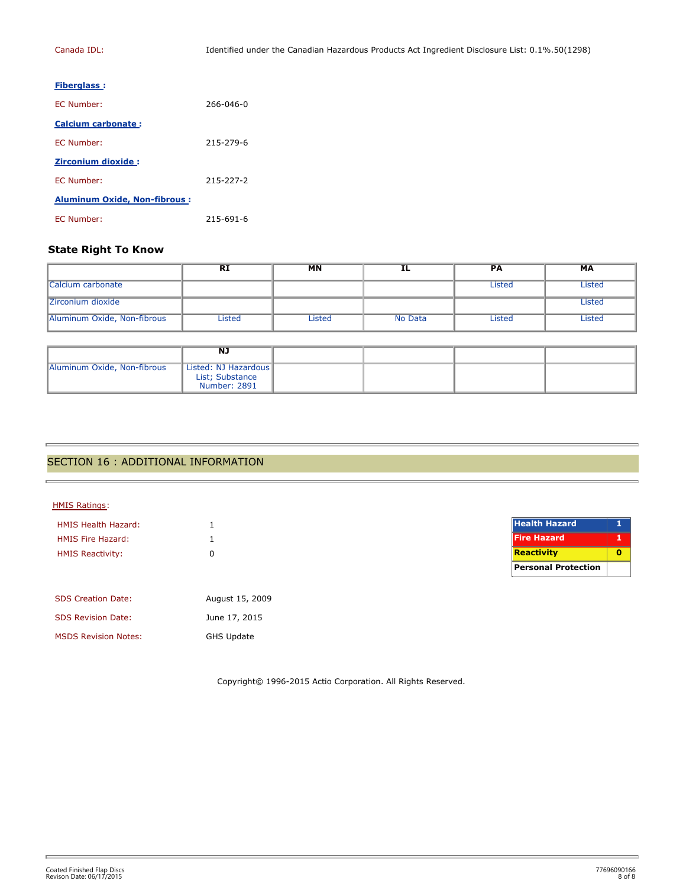Canada IDL: Identified under the Canadian Hazardous Products Act Ingredient Disclosure List: 0.1%.50(1298)

**Fiberglass :**

EC Number: 266-046-0

**Calcium carbonate :**

EC Number: 215-279-6

**Zirconium dioxide :**

EC Number: 215-227-2

**Aluminum Oxide, Non-fibrous :**

EC Number: 215-691-6

### State Right To Know

| | RI | MN | IL | PA | MA |
|---|---|---|---|---|---|
| Calcium carbonate | | | | Listed | Listed |
| Zirconium dioxide | | | | | Listed |
| Aluminum Oxide, Non-fibrous | Listed | Listed | No Data | Listed | Listed |

| | NJ | | | | |
|---|---|---|---|---|---|
| Aluminum Oxide, Non-fibrous | Listed: NJ Hazardous List; Substance Number: 2891 | | | | |

## SECTION 16 : ADDITIONAL INFORMATION

HMIS Ratings:

HMIS Health Hazard: 1

HMIS Fire Hazard: 1

HMIS Reactivity: 0

| | |
|---|---|
| Health Hazard | 1 |
| Fire Hazard | 1 |
| Reactivity | 0 |
| Personal Protection | |

SDS Creation Date: August 15, 2009

SDS Revision Date: June 17, 2015

MSDS Revision Notes: GHS Update

Copyright© 1996-2015 Actio Corporation. All Rights Reserved.